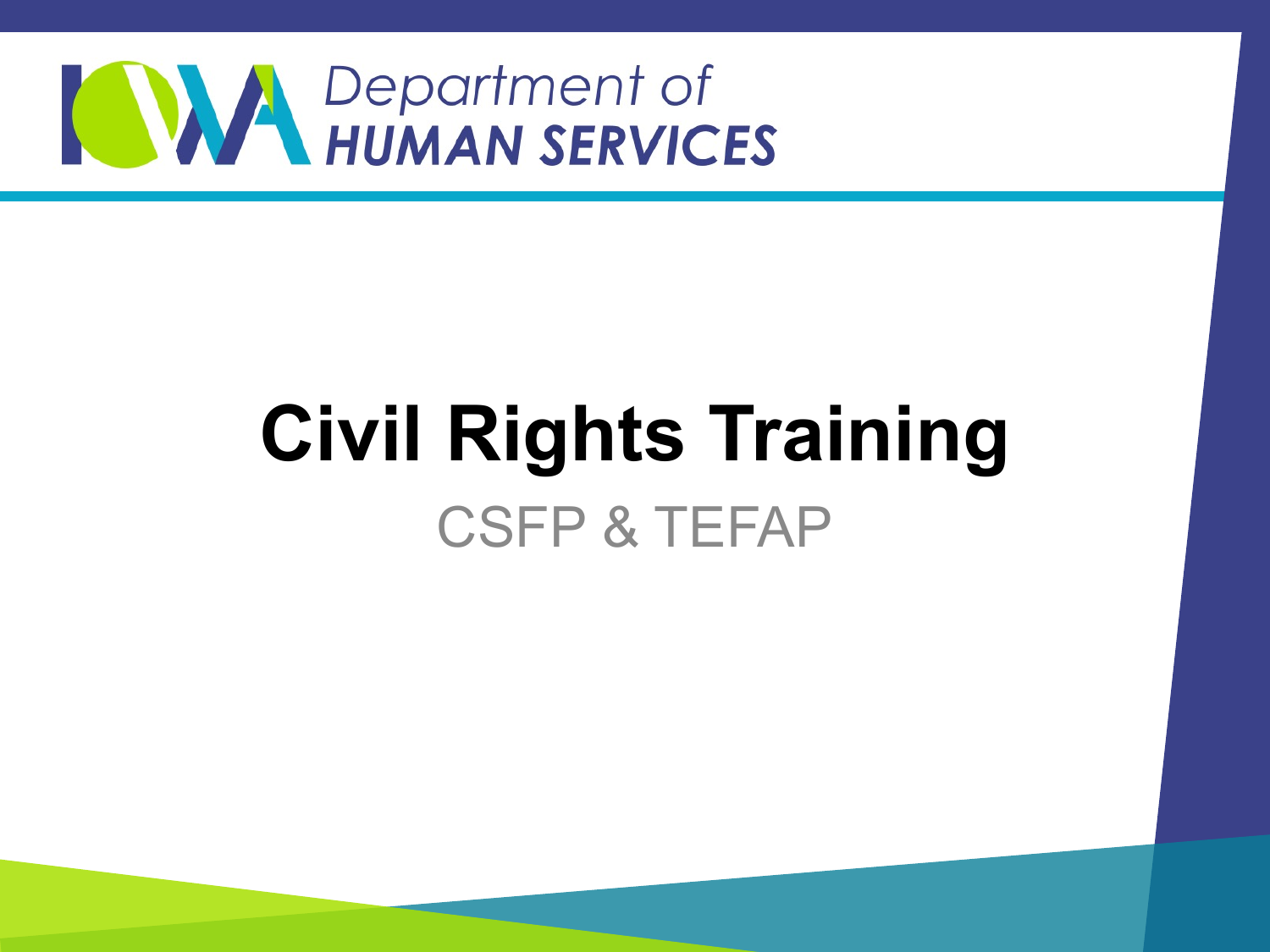Iowa Department of HUMAN SERVICES

# Civil Rights Training

## CSFP & TEFAP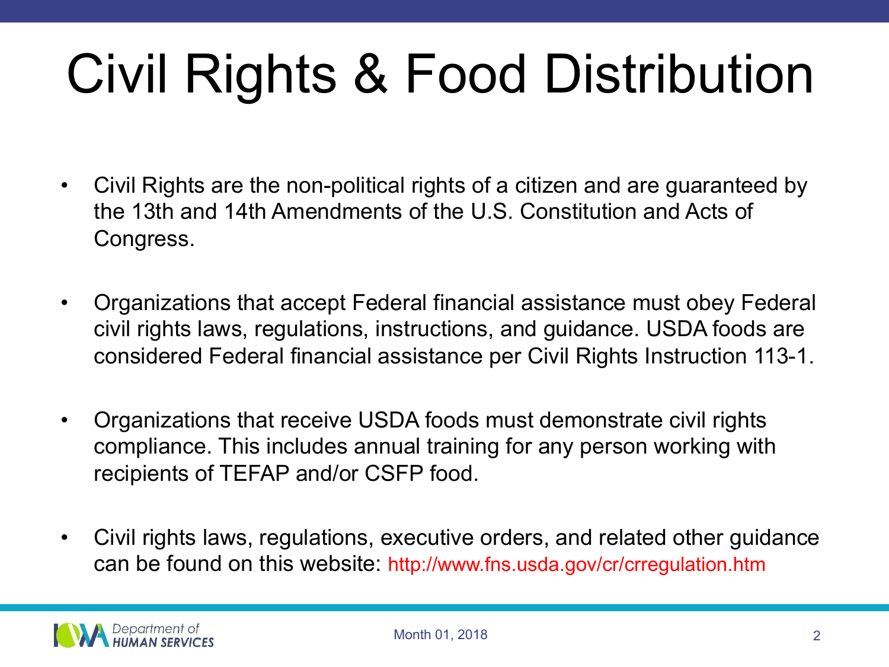# Civil Rights & Food Distribution

- Civil Rights are the non-political rights of a citizen and are guaranteed by the 13th and 14th Amendments of the U.S. Constitution and Acts of Congress.
- Organizations that accept Federal financial assistance must obey Federal civil rights laws, regulations, instructions, and guidance. USDA foods are considered Federal financial assistance per Civil Rights Instruction 113-1.
- Organizations that receive USDA foods must demonstrate civil rights compliance. This includes annual training for any person working with recipients of TEFAP and/or CSFP food.
- Civil rights laws, regulations, executive orders, and related other guidance can be found on this website: http://www.fns.usda.gov/cr/crregulation.htm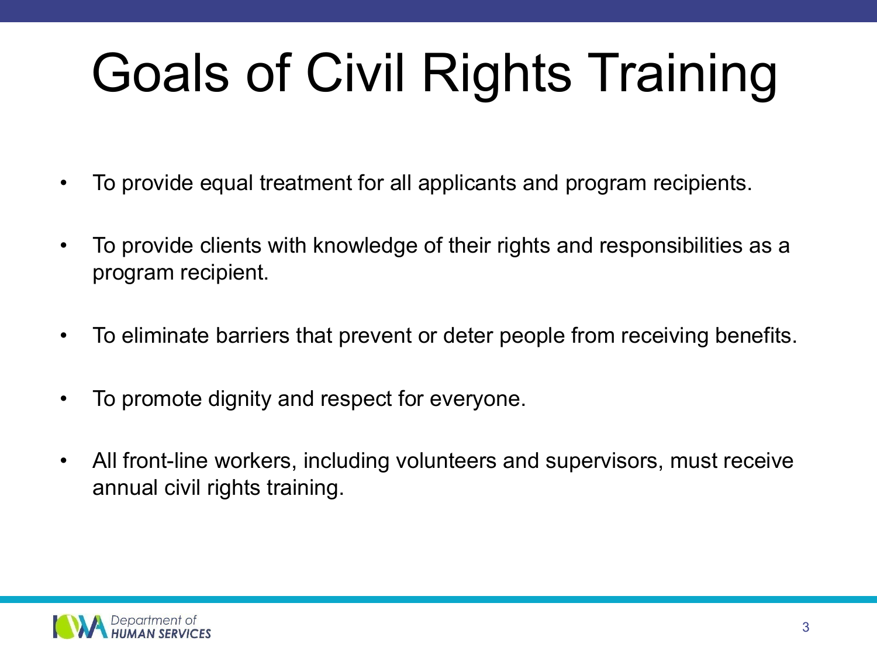# Goals of Civil Rights Training

- To provide equal treatment for all applicants and program recipients.
- To provide clients with knowledge of their rights and responsibilities as a program recipient.
- To eliminate barriers that prevent or deter people from receiving benefits.
- To promote dignity and respect for everyone.
- All front-line workers, including volunteers and supervisors, must receive annual civil rights training.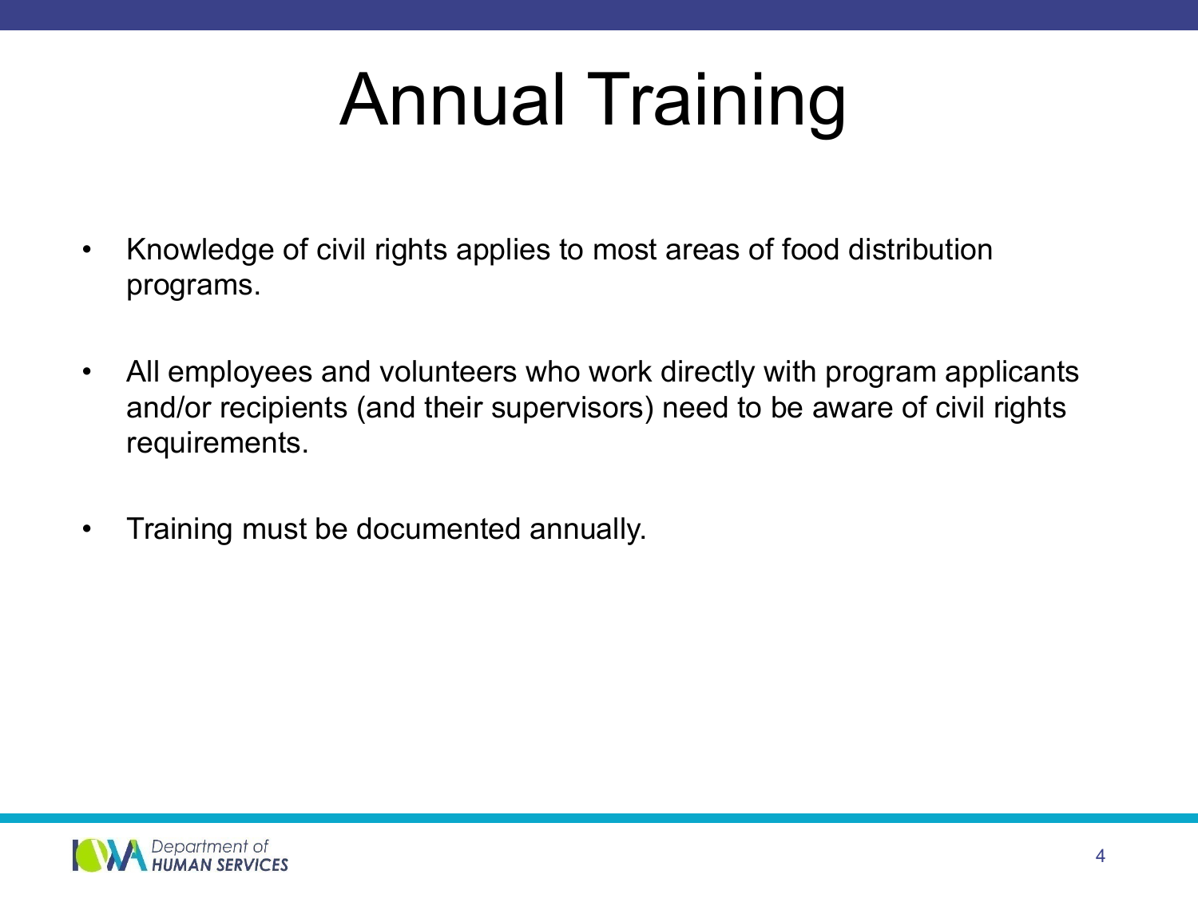# Annual Training

- Knowledge of civil rights applies to most areas of food distribution programs.
- All employees and volunteers who work directly with program applicants and/or recipients (and their supervisors) need to be aware of civil rights requirements.
- Training must be documented annually.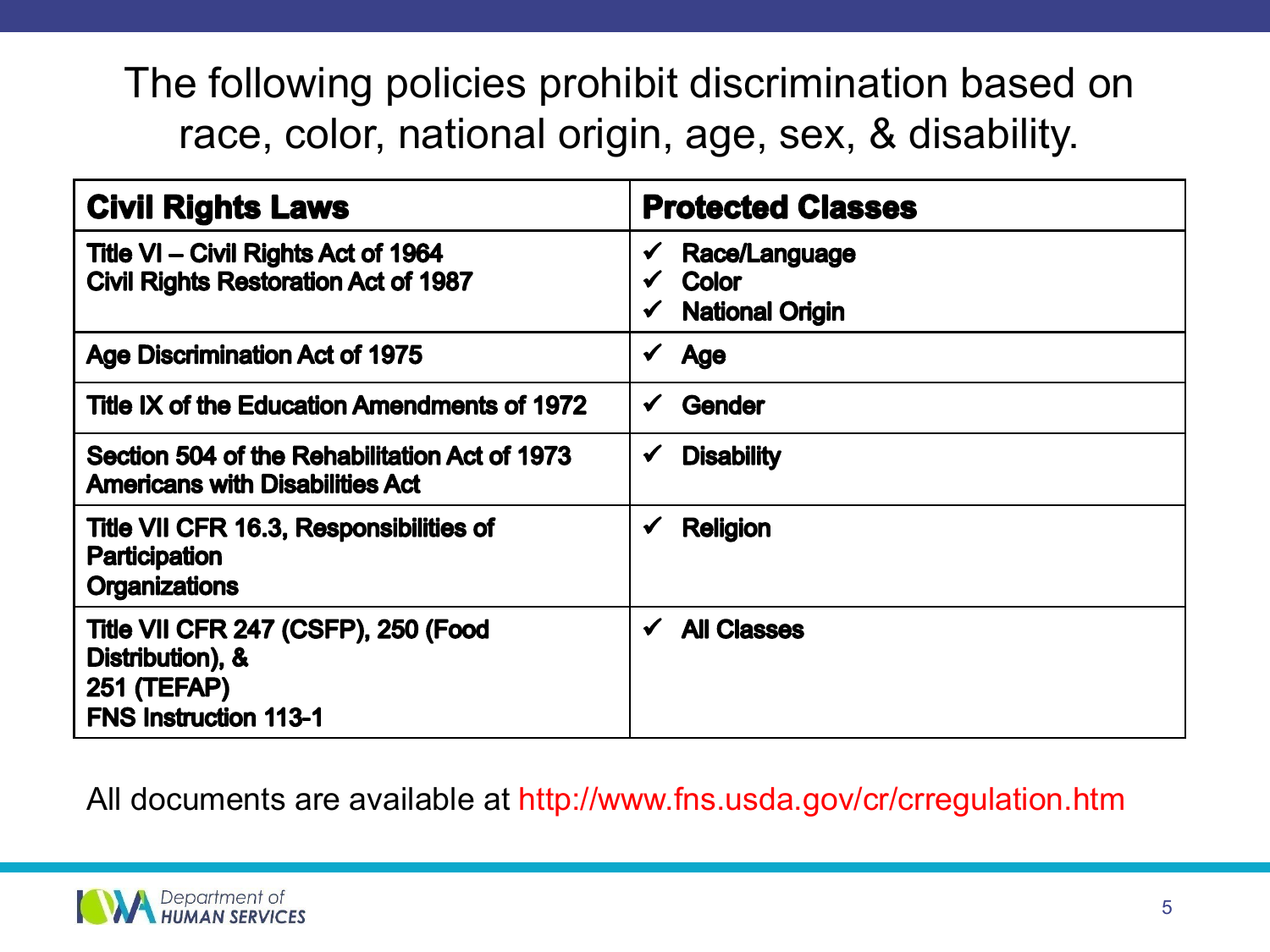# The following policies prohibit discrimination based on race, color, national origin, age, sex, & disability.

| Civil Rights Laws | Protected Classes |
|---|---|
| Title VI – Civil Rights Act of 1964<br>Civil Rights Restoration Act of 1987 | ✓ Race/Language<br>✓ Color<br>✓ National Origin |
| Age Discrimination Act of 1975 | ✓ Age |
| Title IX of the Education Amendments of 1972 | ✓ Gender |
| Section 504 of the Rehabilitation Act of 1973<br>Americans with Disabilities Act | ✓ Disability |
| Title VII CFR 16.3, Responsibilities of Participation Organizations | ✓ Religion |
| Title VII CFR 247 (CSFP), 250 (Food Distribution), & 251 (TEFAP)<br>FNS Instruction 113-1 | ✓ All Classes |

All documents are available at http://www.fns.usda.gov/cr/crregulation.htm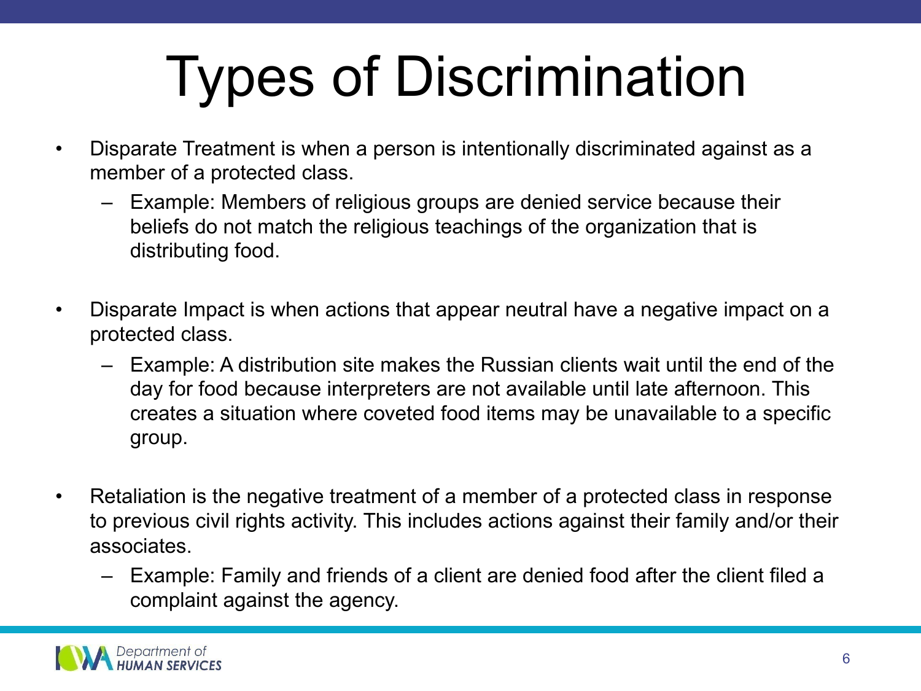# Types of Discrimination

- Disparate Treatment is when a person is intentionally discriminated against as a member of a protected class.
  - Example: Members of religious groups are denied service because their beliefs do not match the religious teachings of the organization that is distributing food.

- Disparate Impact is when actions that appear neutral have a negative impact on a protected class.
  - Example: A distribution site makes the Russian clients wait until the end of the day for food because interpreters are not available until late afternoon. This creates a situation where coveted food items may be unavailable to a specific group.

- Retaliation is the negative treatment of a member of a protected class in response to previous civil rights activity. This includes actions against their family and/or their associates.
  - Example: Family and friends of a client are denied food after the client filed a complaint against the agency.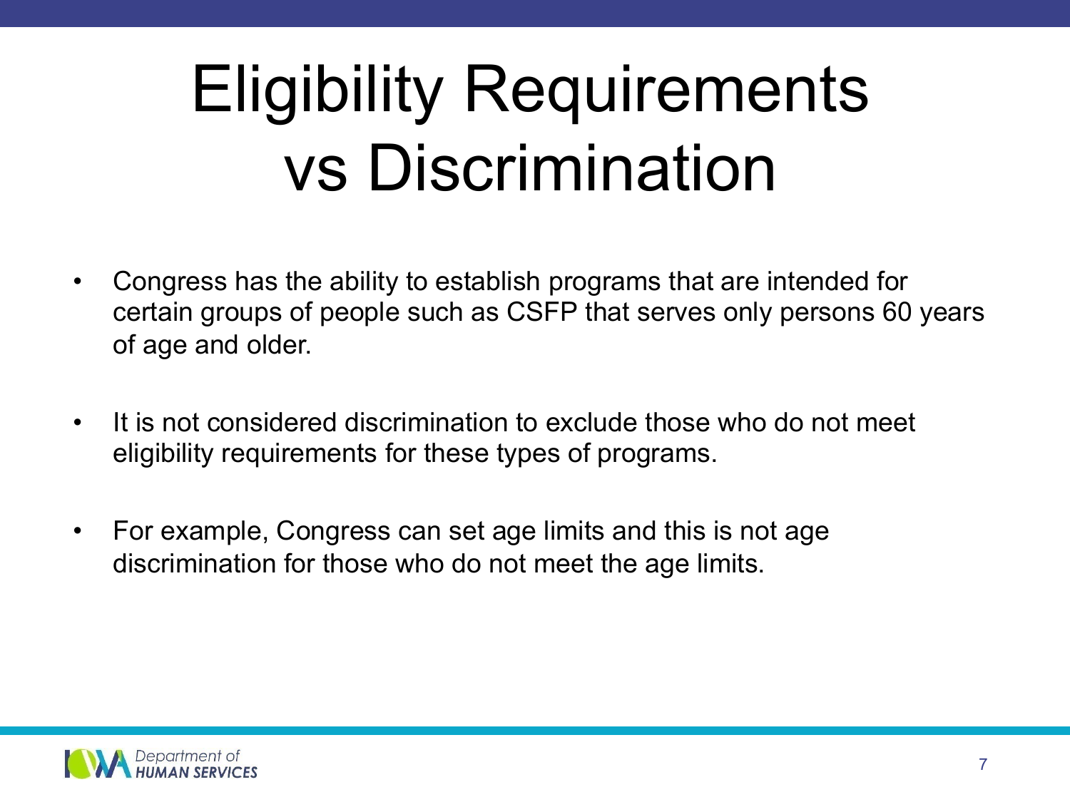# Eligibility Requirements vs Discrimination

- Congress has the ability to establish programs that are intended for certain groups of people such as CSFP that serves only persons 60 years of age and older.
- It is not considered discrimination to exclude those who do not meet eligibility requirements for these types of programs.
- For example, Congress can set age limits and this is not age discrimination for those who do not meet the age limits.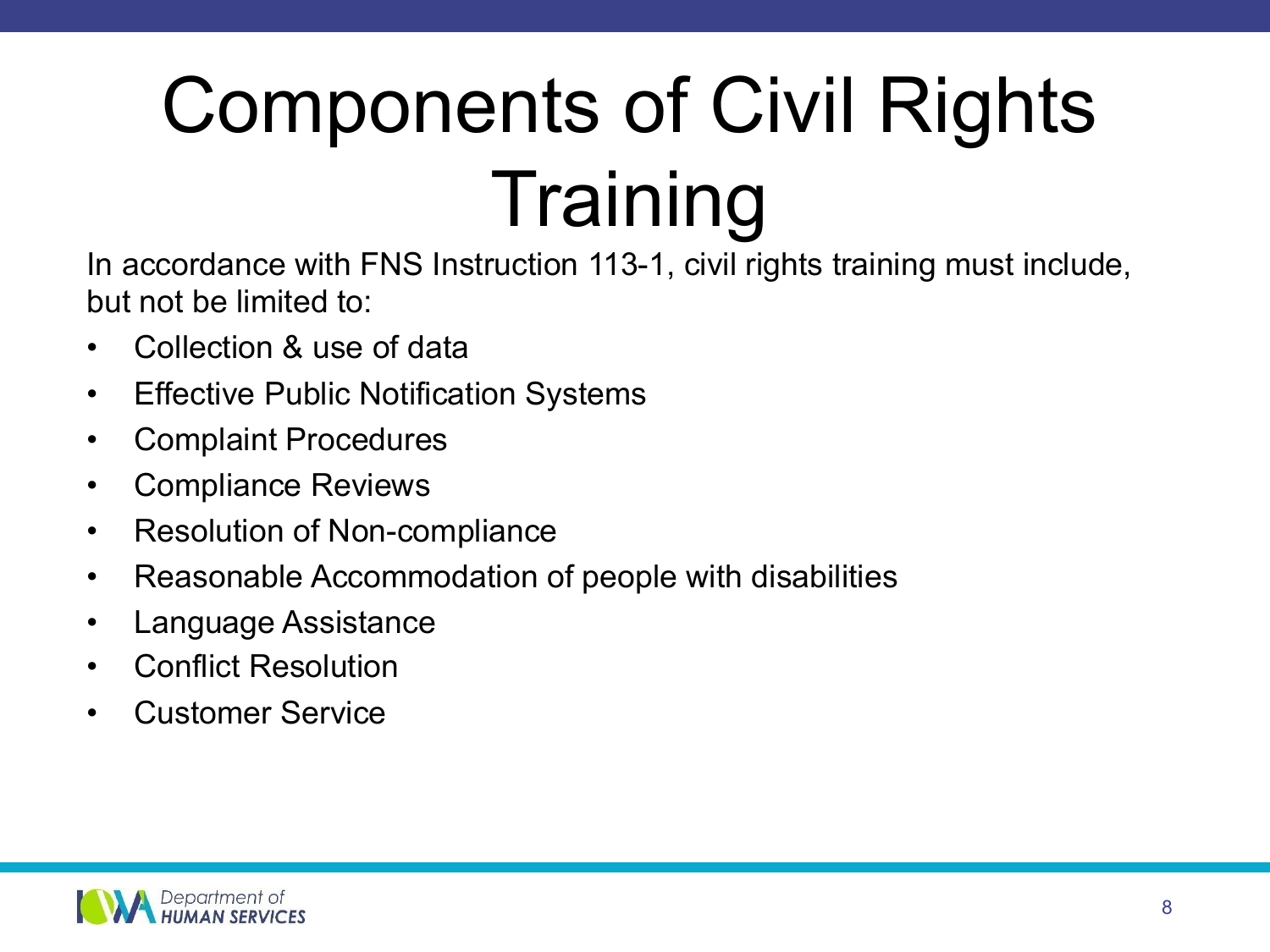# Components of Civil Rights Training

In accordance with FNS Instruction 113-1, civil rights training must include, but not be limited to:

- Collection & use of data
- Effective Public Notification Systems
- Complaint Procedures
- Compliance Reviews
- Resolution of Non-compliance
- Reasonable Accommodation of people with disabilities
- Language Assistance
- Conflict Resolution
- Customer Service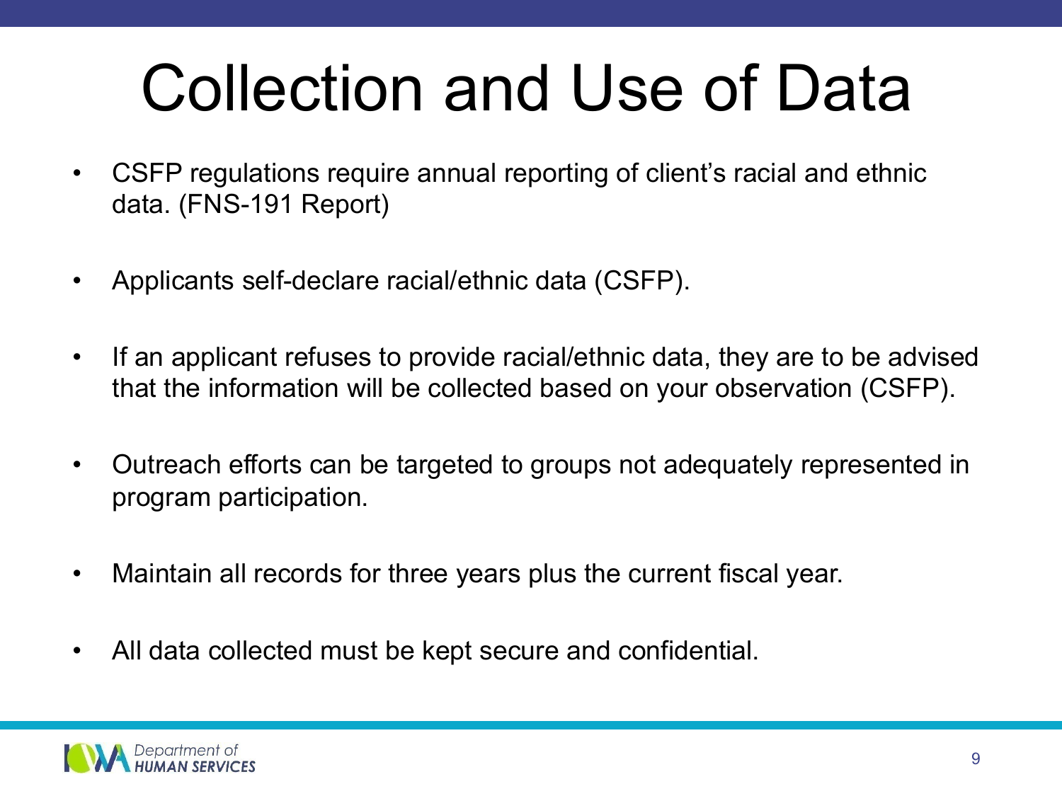# Collection and Use of Data

- CSFP regulations require annual reporting of client's racial and ethnic data. (FNS-191 Report)
- Applicants self-declare racial/ethnic data (CSFP).
- If an applicant refuses to provide racial/ethnic data, they are to be advised that the information will be collected based on your observation (CSFP).
- Outreach efforts can be targeted to groups not adequately represented in program participation.
- Maintain all records for three years plus the current fiscal year.
- All data collected must be kept secure and confidential.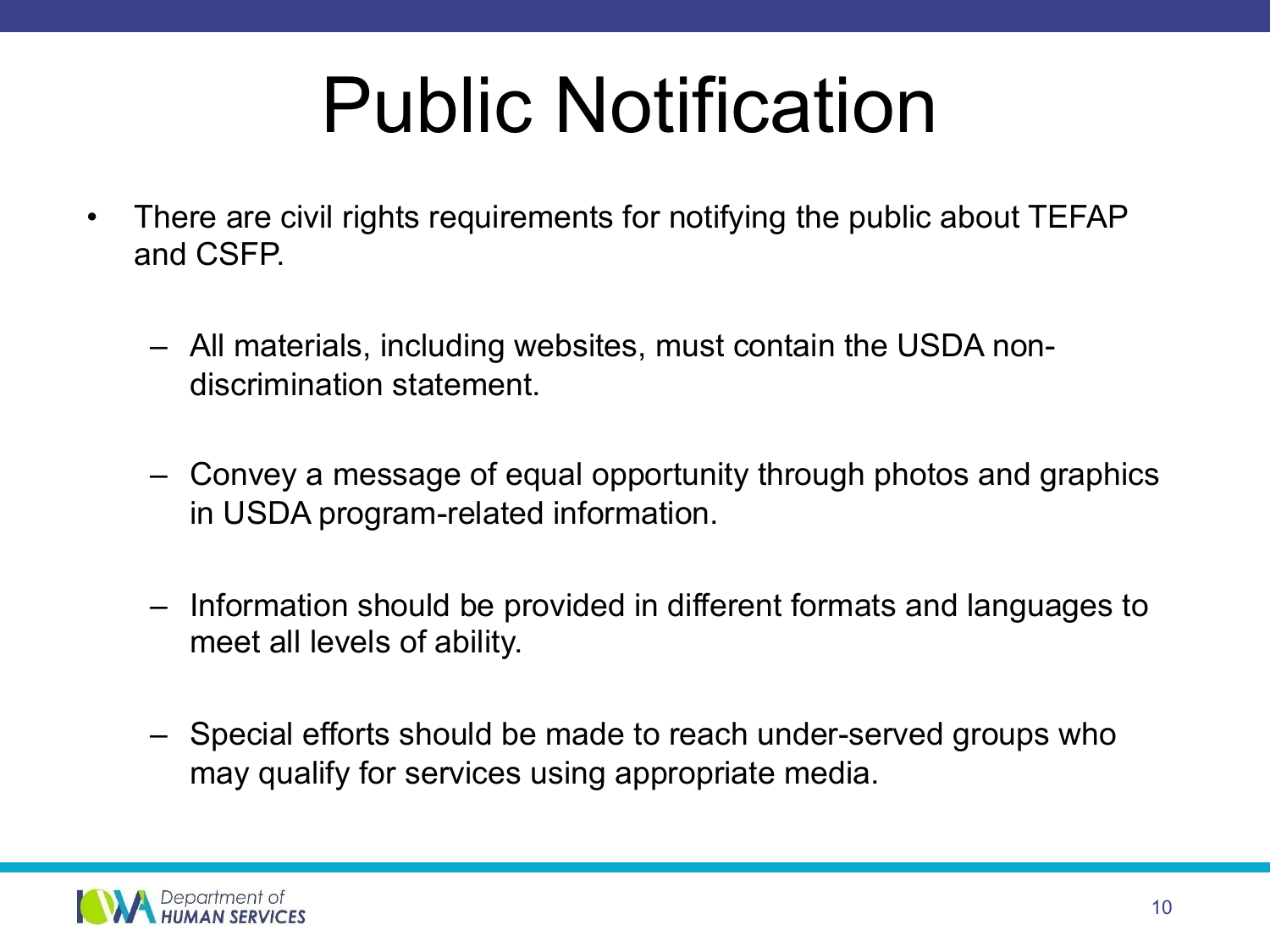# Public Notification

- There are civil rights requirements for notifying the public about TEFAP and CSFP.
  - All materials, including websites, must contain the USDA non-discrimination statement.
  - Convey a message of equal opportunity through photos and graphics in USDA program-related information.
  - Information should be provided in different formats and languages to meet all levels of ability.
  - Special efforts should be made to reach under-served groups who may qualify for services using appropriate media.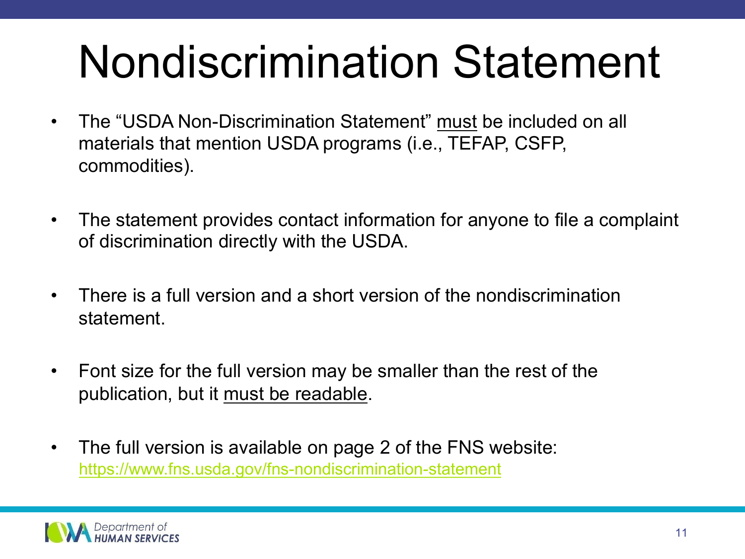# Nondiscrimination Statement

- The "USDA Non-Discrimination Statement" <u>must</u> be included on all materials that mention USDA programs (i.e., TEFAP, CSFP, commodities).

- The statement provides contact information for anyone to file a complaint of discrimination directly with the USDA.

- There is a full version and a short version of the nondiscrimination statement.

- Font size for the full version may be smaller than the rest of the publication, but it <u>must be readable</u>.

- The full version is available on page 2 of the FNS website: [https://www.fns.usda.gov/fns-nondiscrimination-statement](https://www.fns.usda.gov/fns-nondiscrimination-statement)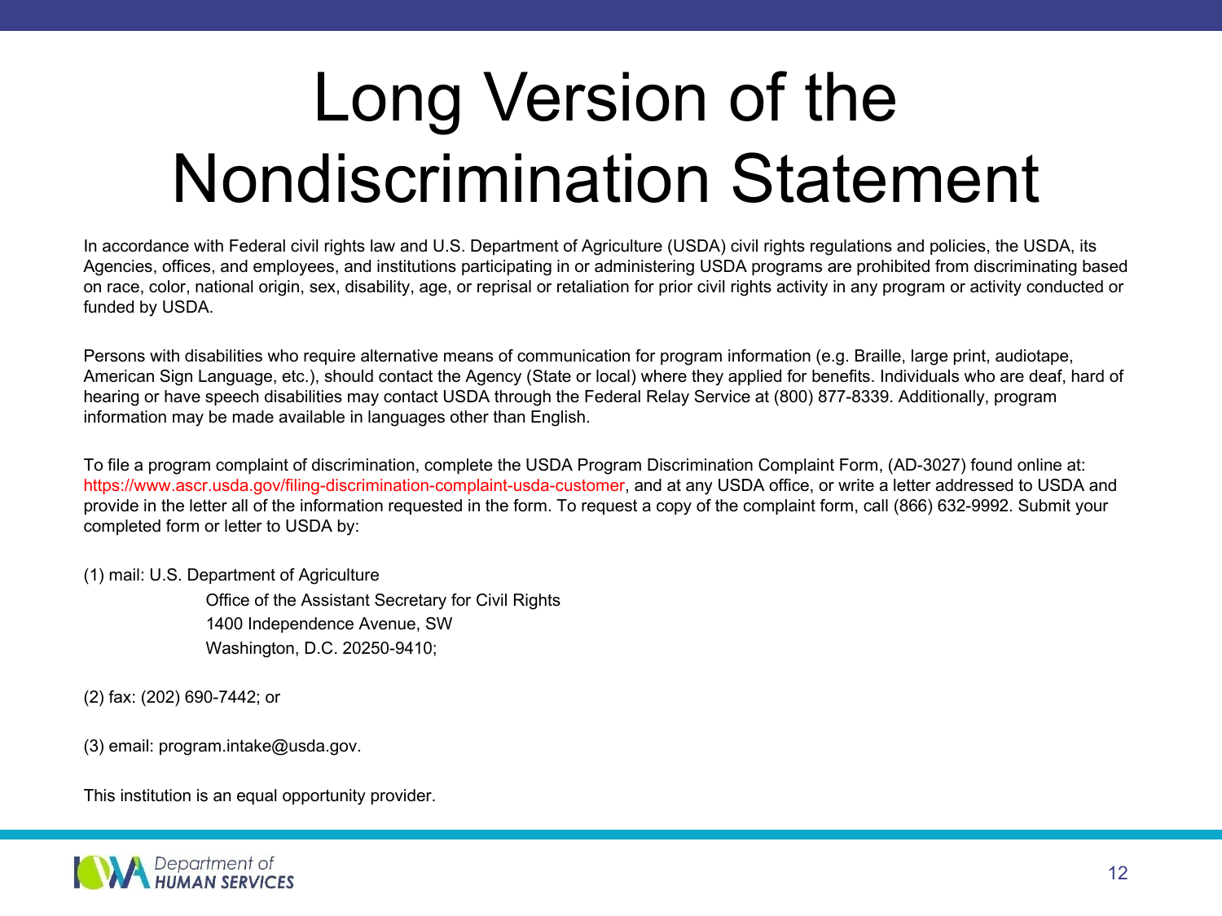# Long Version of the Nondiscrimination Statement

In accordance with Federal civil rights law and U.S. Department of Agriculture (USDA) civil rights regulations and policies, the USDA, its Agencies, offices, and employees, and institutions participating in or administering USDA programs are prohibited from discriminating based on race, color, national origin, sex, disability, age, or reprisal or retaliation for prior civil rights activity in any program or activity conducted or funded by USDA.

Persons with disabilities who require alternative means of communication for program information (e.g. Braille, large print, audiotape, American Sign Language, etc.), should contact the Agency (State or local) where they applied for benefits. Individuals who are deaf, hard of hearing or have speech disabilities may contact USDA through the Federal Relay Service at (800) 877-8339. Additionally, program information may be made available in languages other than English.

To file a program complaint of discrimination, complete the USDA Program Discrimination Complaint Form, (AD-3027) found online at: https://www.ascr.usda.gov/filing-discrimination-complaint-usda-customer, and at any USDA office, or write a letter addressed to USDA and provide in the letter all of the information requested in the form. To request a copy of the complaint form, call (866) 632-9992. Submit your completed form or letter to USDA by:

(1) mail: U.S. Department of Agriculture
Office of the Assistant Secretary for Civil Rights
1400 Independence Avenue, SW
Washington, D.C. 20250-9410;

(2) fax: (202) 690-7442; or

(3) email: program.intake@usda.gov.

This institution is an equal opportunity provider.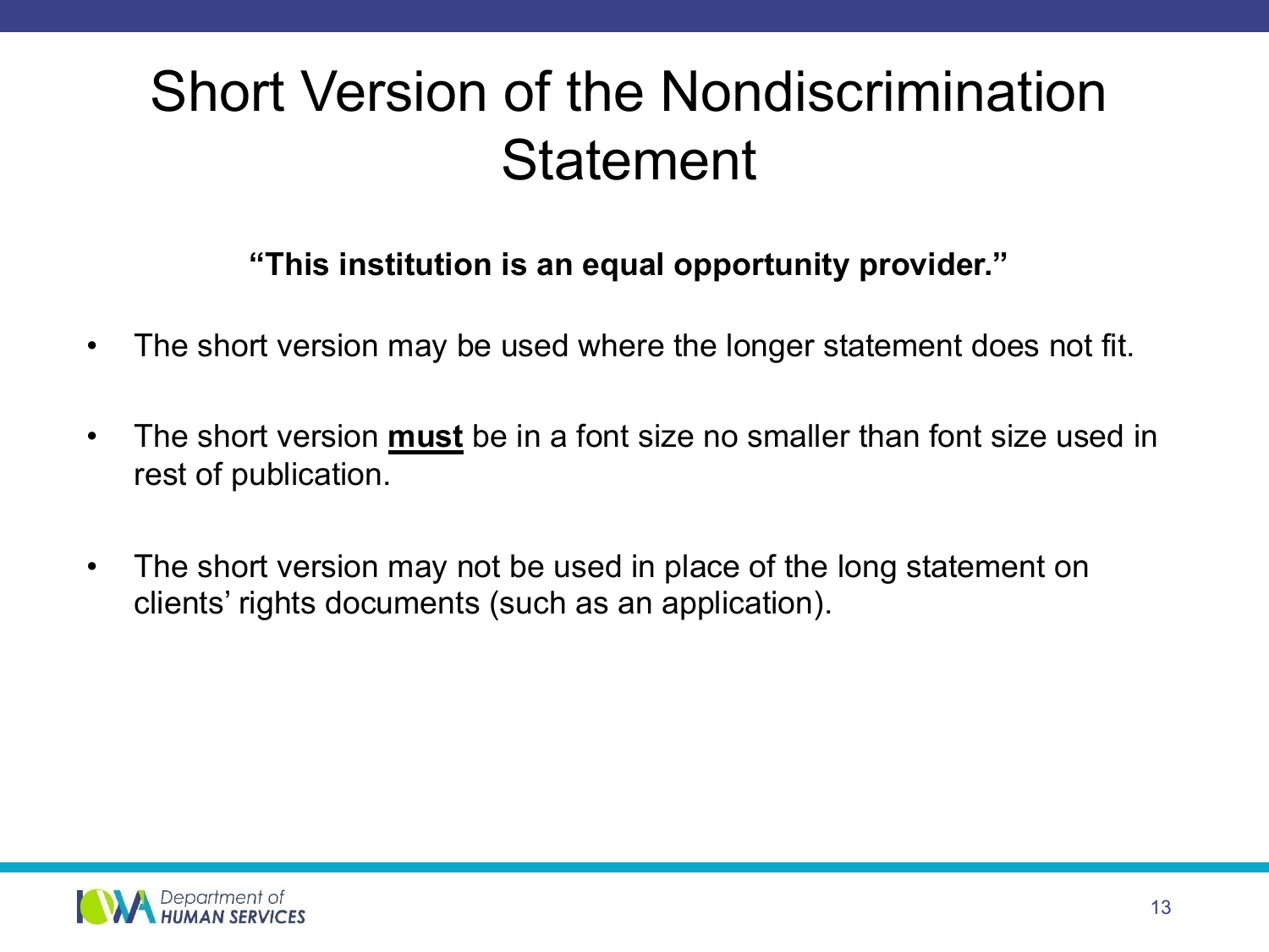# Short Version of the Nondiscrimination Statement

**"This institution is an equal opportunity provider."**

- The short version may be used where the longer statement does not fit.
- The short version **must** be in a font size no smaller than font size used in rest of publication.
- The short version may not be used in place of the long statement on clients' rights documents (such as an application).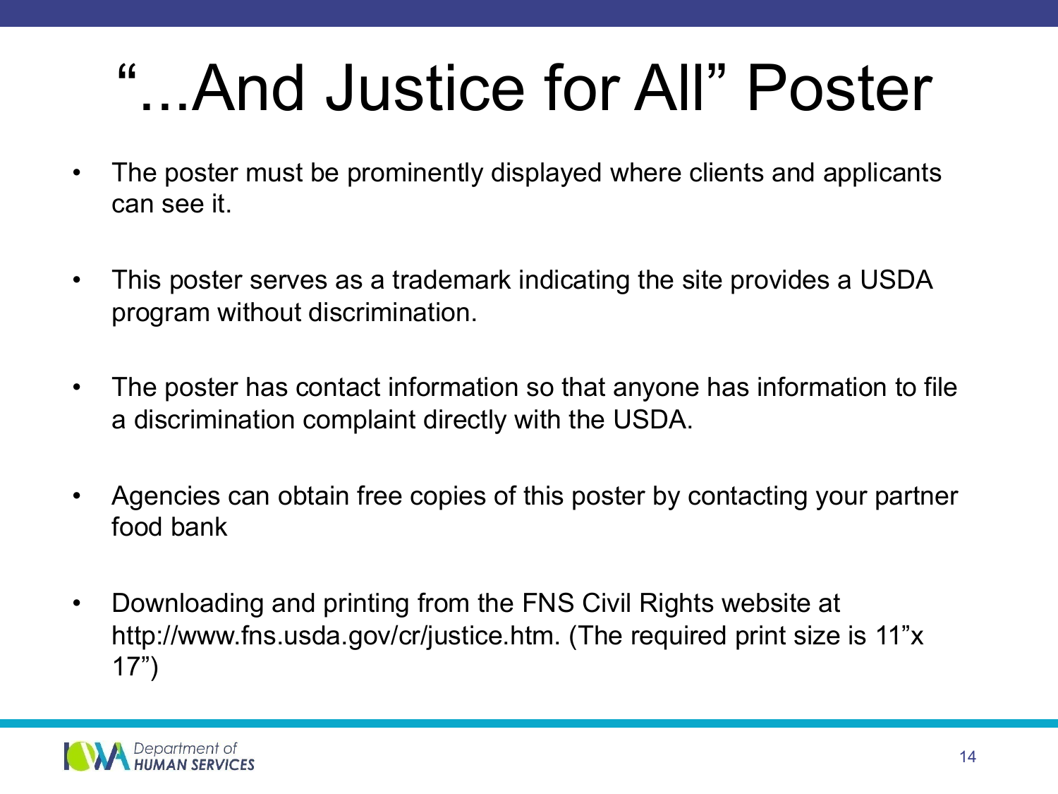# "...And Justice for All" Poster

- The poster must be prominently displayed where clients and applicants can see it.
- This poster serves as a trademark indicating the site provides a USDA program without discrimination.
- The poster has contact information so that anyone has information to file a discrimination complaint directly with the USDA.
- Agencies can obtain free copies of this poster by contacting your partner food bank
- Downloading and printing from the FNS Civil Rights website at http://www.fns.usda.gov/cr/justice.htm. (The required print size is 11"x 17")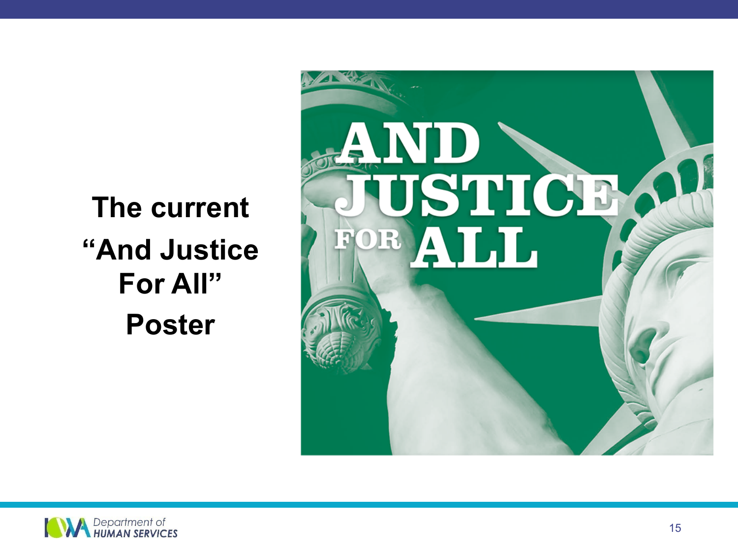# The current "And Justice For All" Poster

AND JUSTICE FOR ALL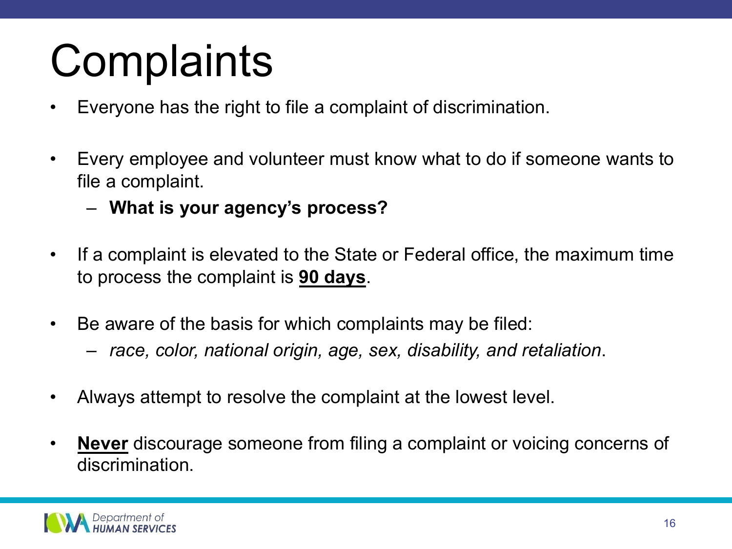# Complaints

- Everyone has the right to file a complaint of discrimination.
- Every employee and volunteer must know what to do if someone wants to file a complaint.
  - **What is your agency's process?**
- If a complaint is elevated to the State or Federal office, the maximum time to process the complaint is **<u>90 days</u>**.
- Be aware of the basis for which complaints may be filed:
  - *race, color, national origin, age, sex, disability, and retaliation*.
- Always attempt to resolve the complaint at the lowest level.
- **<u>Never</u>** discourage someone from filing a complaint or voicing concerns of discrimination.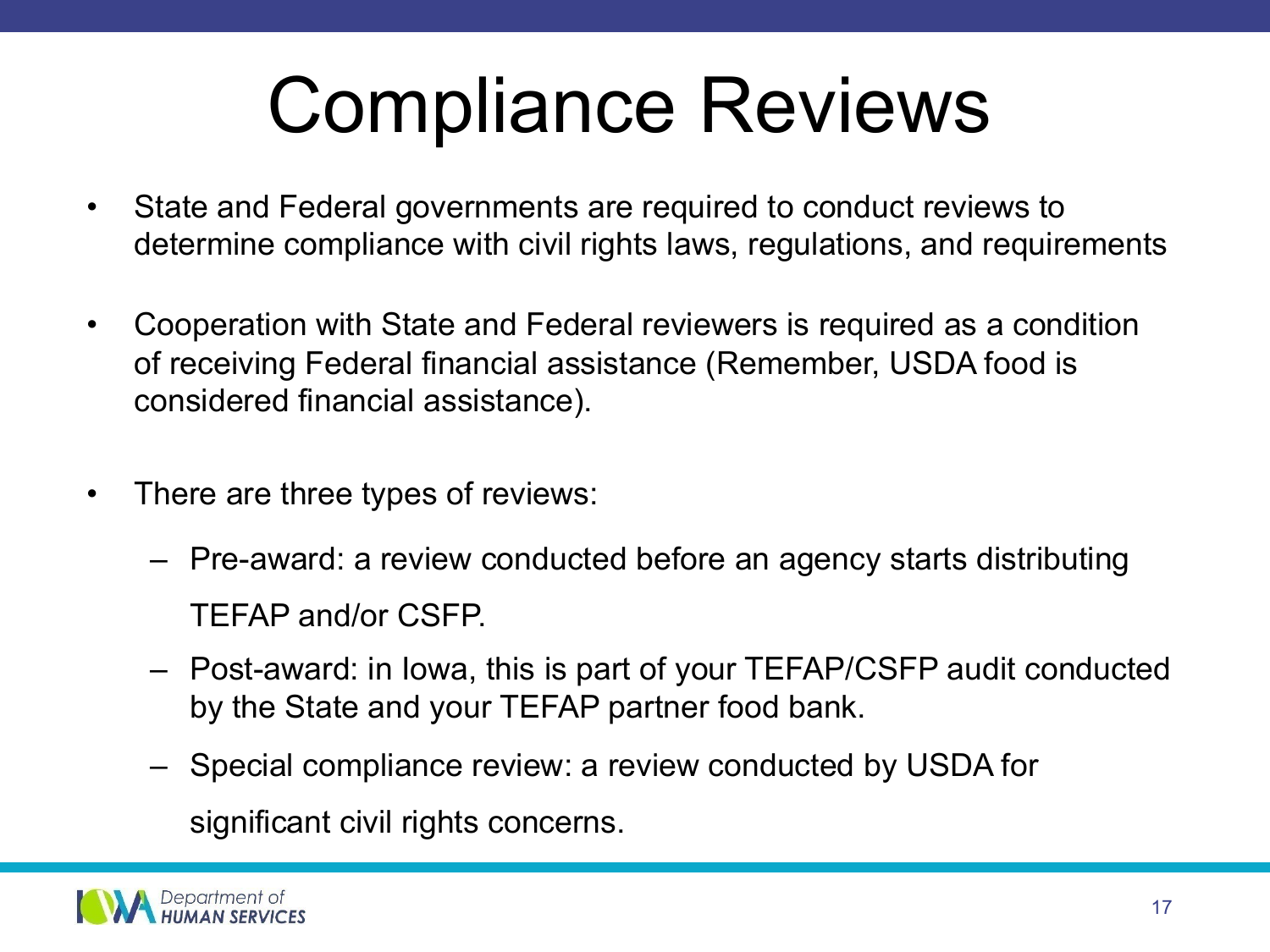# Compliance Reviews

- State and Federal governments are required to conduct reviews to determine compliance with civil rights laws, regulations, and requirements

- Cooperation with State and Federal reviewers is required as a condition of receiving Federal financial assistance (Remember, USDA food is considered financial assistance).

- There are three types of reviews:
  - Pre-award: a review conducted before an agency starts distributing TEFAP and/or CSFP.
  - Post-award: in Iowa, this is part of your TEFAP/CSFP audit conducted by the State and your TEFAP partner food bank.
  - Special compliance review: a review conducted by USDA for significant civil rights concerns.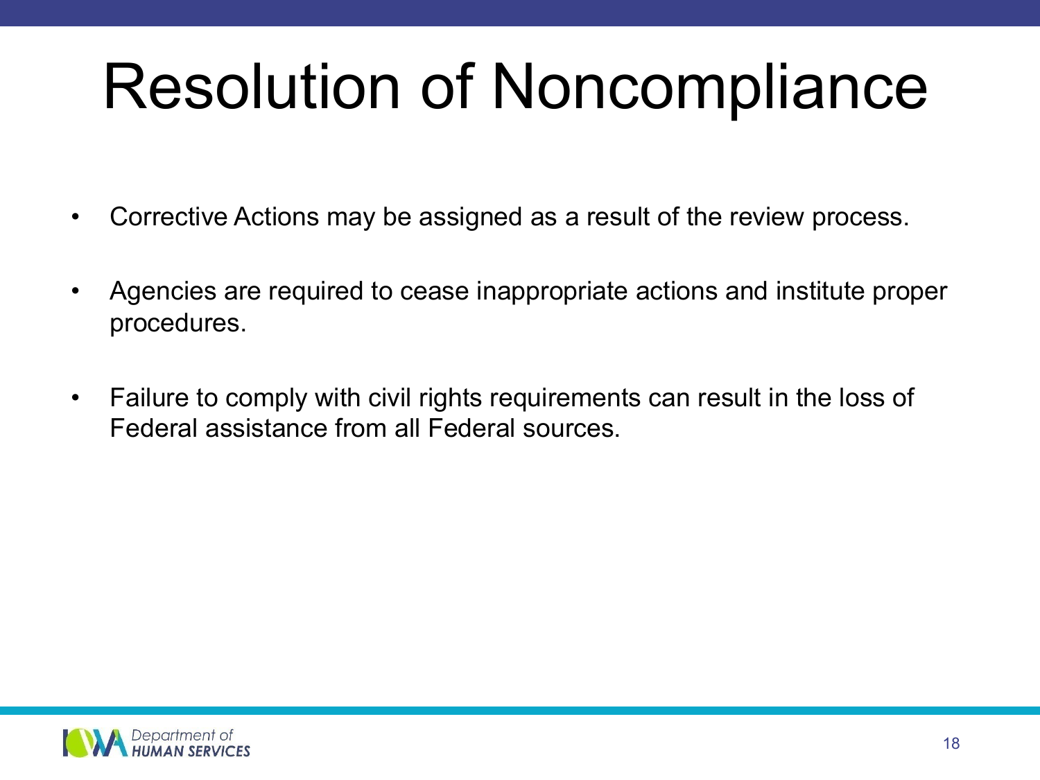# Resolution of Noncompliance

- Corrective Actions may be assigned as a result of the review process.
- Agencies are required to cease inappropriate actions and institute proper procedures.
- Failure to comply with civil rights requirements can result in the loss of Federal assistance from all Federal sources.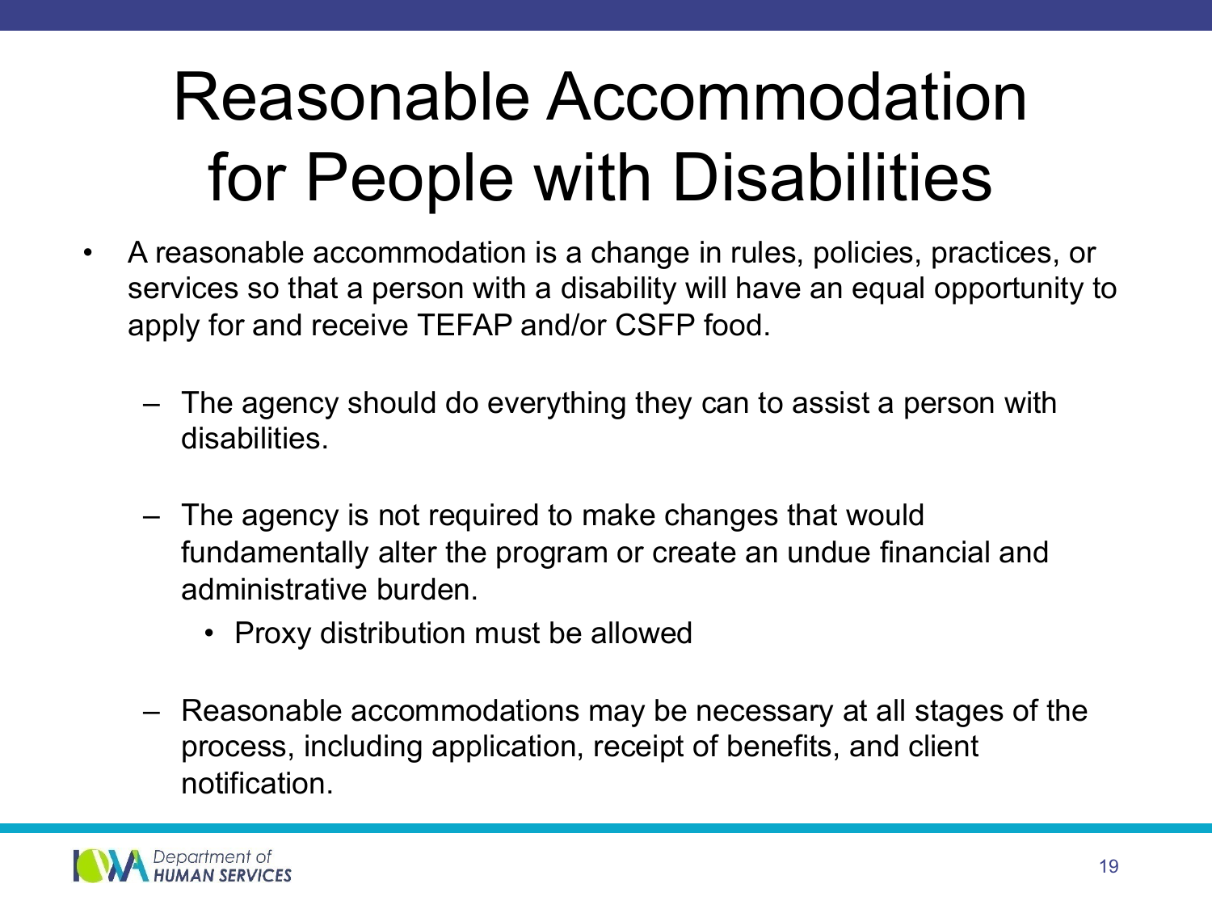# Reasonable Accommodation for People with Disabilities

- A reasonable accommodation is a change in rules, policies, practices, or services so that a person with a disability will have an equal opportunity to apply for and receive TEFAP and/or CSFP food.
  - The agency should do everything they can to assist a person with disabilities.
  - The agency is not required to make changes that would fundamentally alter the program or create an undue financial and administrative burden.
    - Proxy distribution must be allowed
  - Reasonable accommodations may be necessary at all stages of the process, including application, receipt of benefits, and client notification.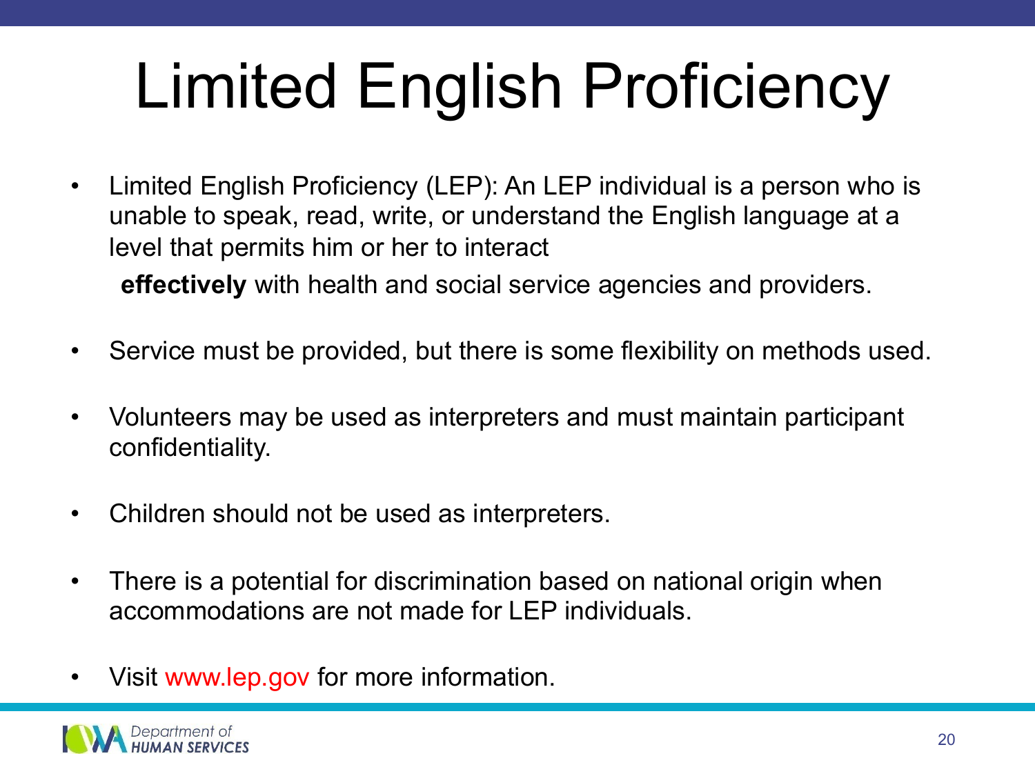# Limited English Proficiency

- Limited English Proficiency (LEP): An LEP individual is a person who is unable to speak, read, write, or understand the English language at a level that permits him or her to interact **effectively** with health and social service agencies and providers.
- Service must be provided, but there is some flexibility on methods used.
- Volunteers may be used as interpreters and must maintain participant confidentiality.
- Children should not be used as interpreters.
- There is a potential for discrimination based on national origin when accommodations are not made for LEP individuals.
- Visit www.lep.gov for more information.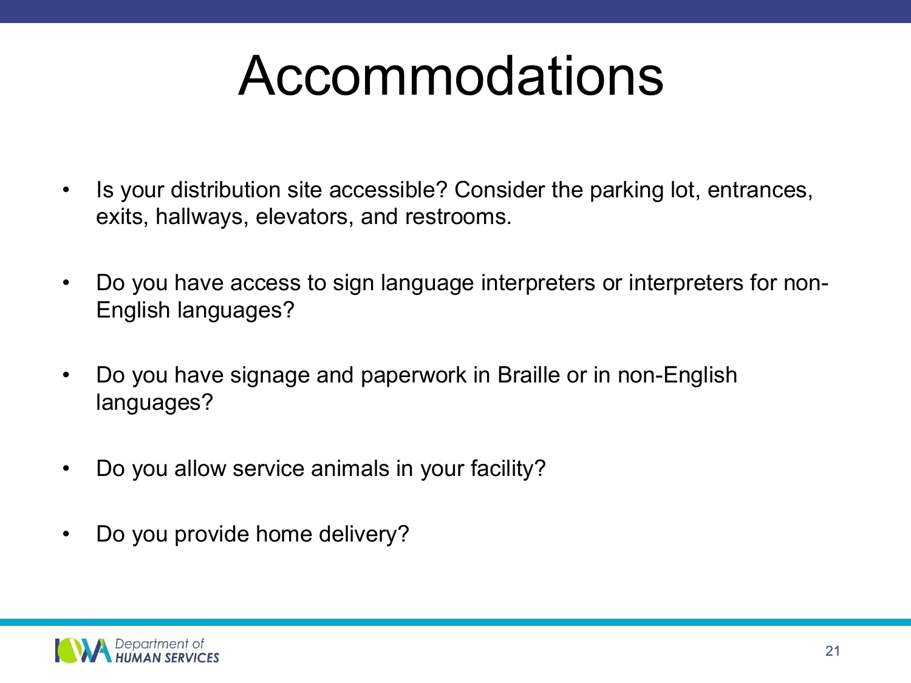# Accommodations

- Is your distribution site accessible? Consider the parking lot, entrances, exits, hallways, elevators, and restrooms.
- Do you have access to sign language interpreters or interpreters for non-English languages?
- Do you have signage and paperwork in Braille or in non-English languages?
- Do you allow service animals in your facility?
- Do you provide home delivery?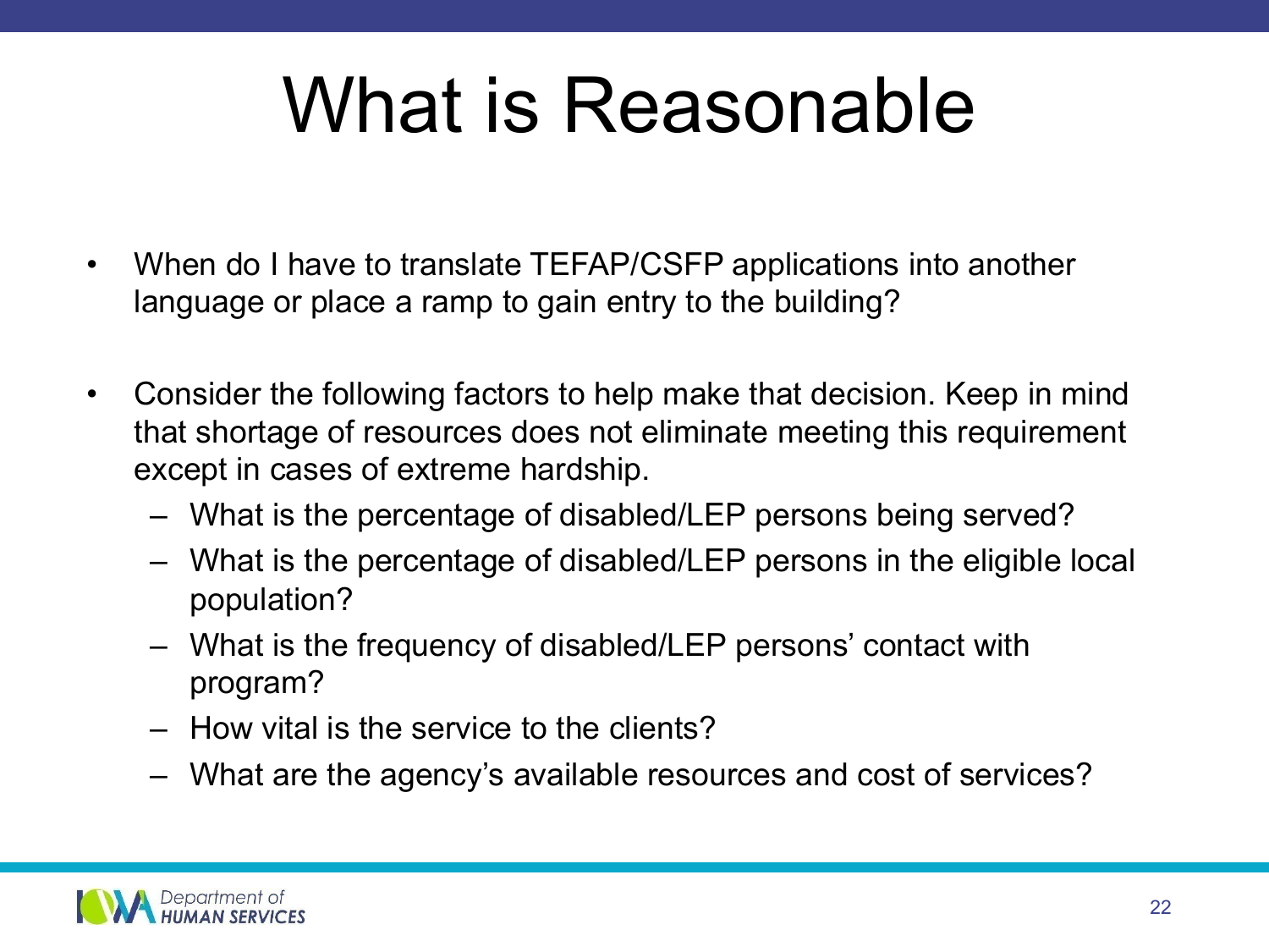# What is Reasonable

- When do I have to translate TEFAP/CSFP applications into another language or place a ramp to gain entry to the building?

- Consider the following factors to help make that decision. Keep in mind that shortage of resources does not eliminate meeting this requirement except in cases of extreme hardship.
  - What is the percentage of disabled/LEP persons being served?
  - What is the percentage of disabled/LEP persons in the eligible local population?
  - What is the frequency of disabled/LEP persons' contact with program?
  - How vital is the service to the clients?
  - What are the agency's available resources and cost of services?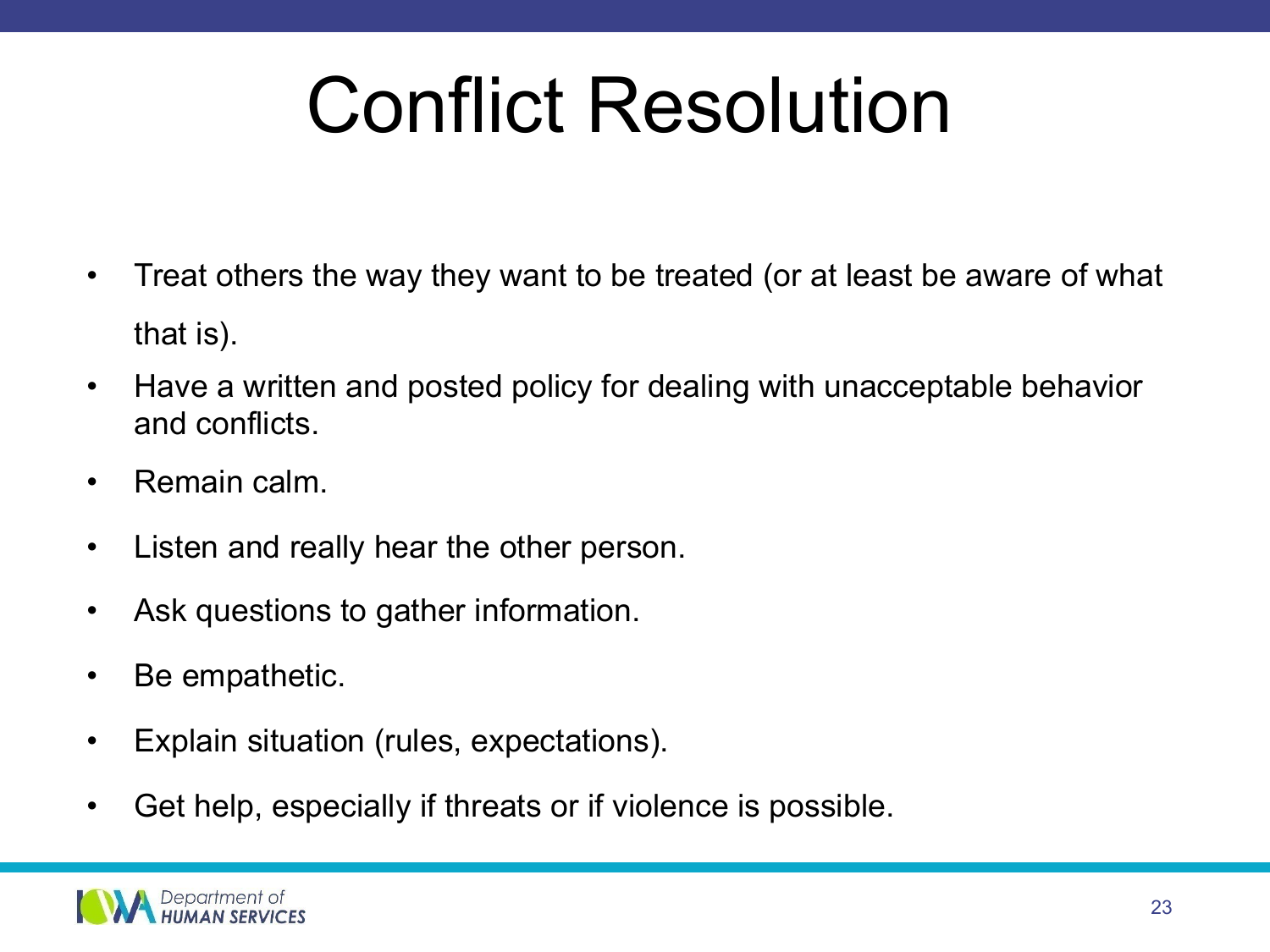# Conflict Resolution

- Treat others the way they want to be treated (or at least be aware of what that is).
- Have a written and posted policy for dealing with unacceptable behavior and conflicts.
- Remain calm.
- Listen and really hear the other person.
- Ask questions to gather information.
- Be empathetic.
- Explain situation (rules, expectations).
- Get help, especially if threats or if violence is possible.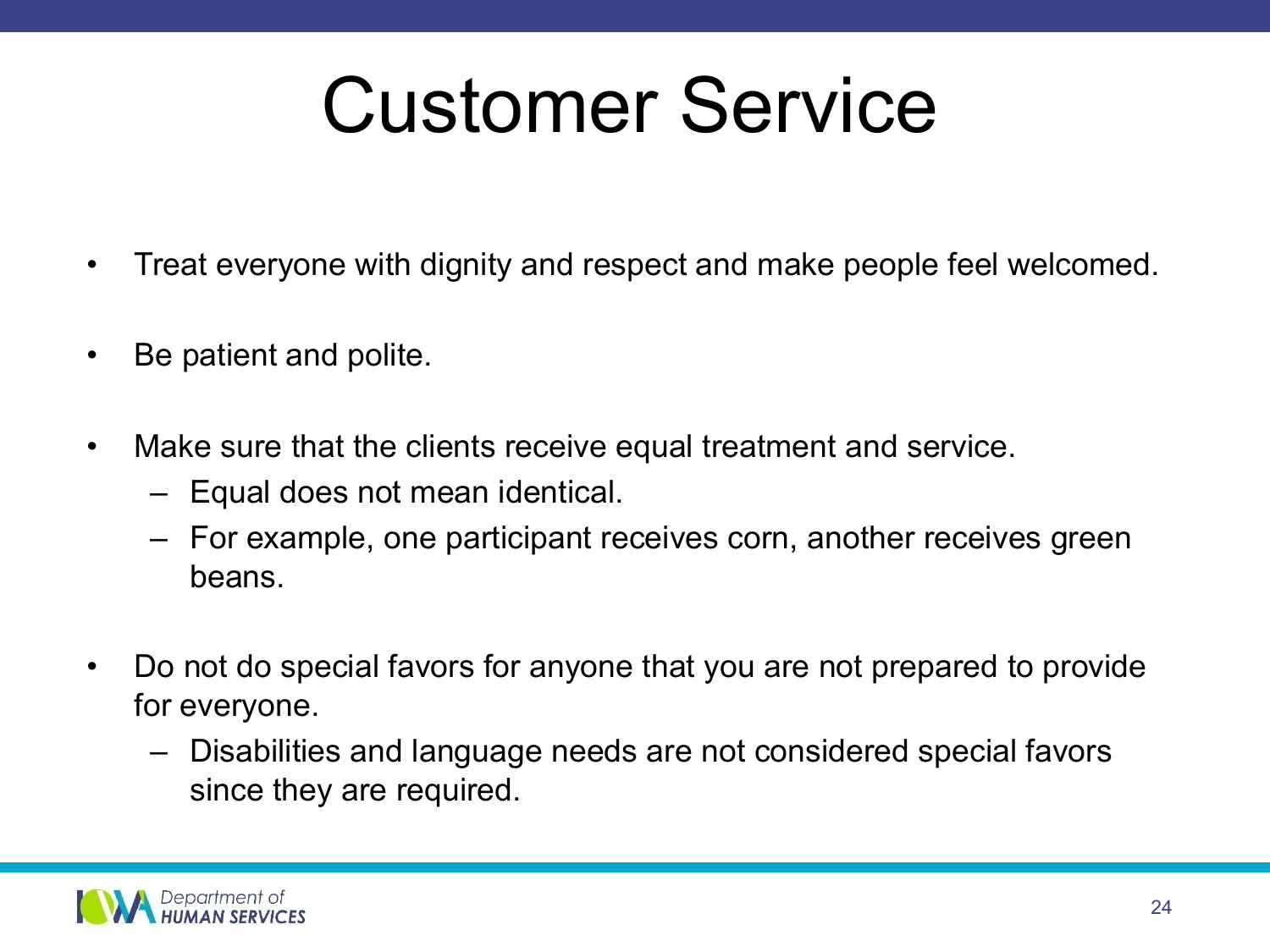# Customer Service

- Treat everyone with dignity and respect and make people feel welcomed.
- Be patient and polite.
- Make sure that the clients receive equal treatment and service.
  - Equal does not mean identical.
  - For example, one participant receives corn, another receives green beans.
- Do not do special favors for anyone that you are not prepared to provide for everyone.
  - Disabilities and language needs are not considered special favors since they are required.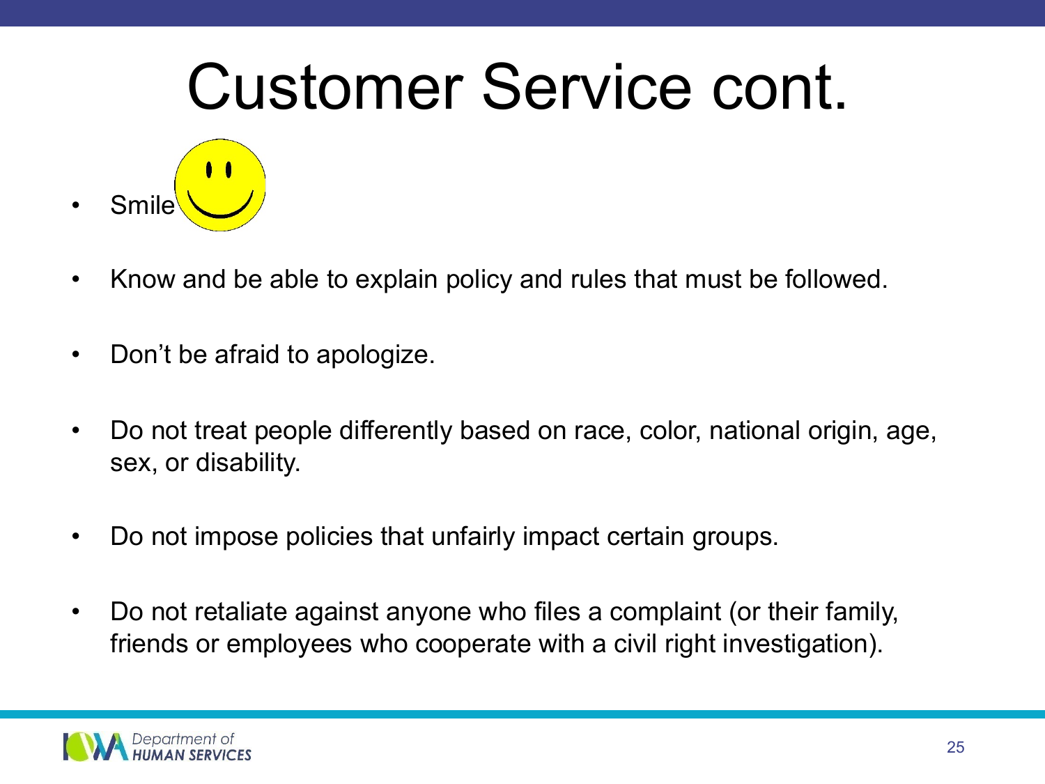# Customer Service cont.

- Smile
- Know and be able to explain policy and rules that must be followed.
- Don't be afraid to apologize.
- Do not treat people differently based on race, color, national origin, age, sex, or disability.
- Do not impose policies that unfairly impact certain groups.
- Do not retaliate against anyone who files a complaint (or their family, friends or employees who cooperate with a civil right investigation).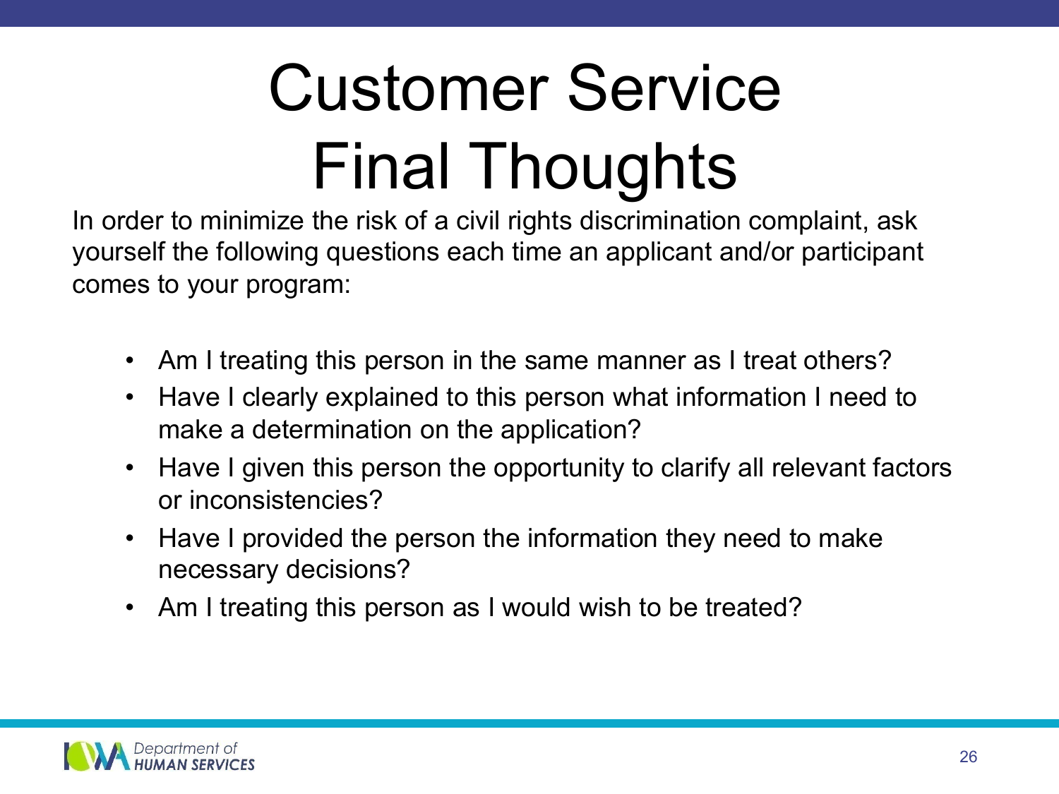# Customer Service Final Thoughts

In order to minimize the risk of a civil rights discrimination complaint, ask yourself the following questions each time an applicant and/or participant comes to your program:

- Am I treating this person in the same manner as I treat others?
- Have I clearly explained to this person what information I need to make a determination on the application?
- Have I given this person the opportunity to clarify all relevant factors or inconsistencies?
- Have I provided the person the information they need to make necessary decisions?
- Am I treating this person as I would wish to be treated?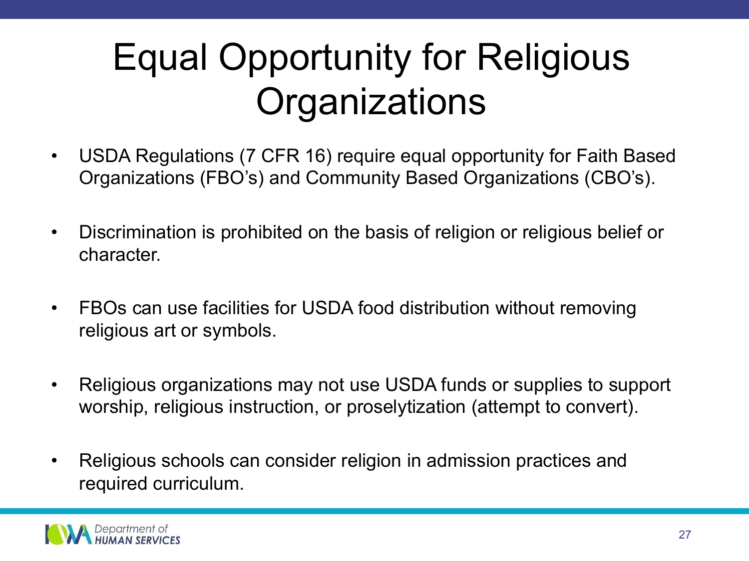# Equal Opportunity for Religious Organizations

- USDA Regulations (7 CFR 16) require equal opportunity for Faith Based Organizations (FBO's) and Community Based Organizations (CBO's).
- Discrimination is prohibited on the basis of religion or religious belief or character.
- FBOs can use facilities for USDA food distribution without removing religious art or symbols.
- Religious organizations may not use USDA funds or supplies to support worship, religious instruction, or proselytization (attempt to convert).
- Religious schools can consider religion in admission practices and required curriculum.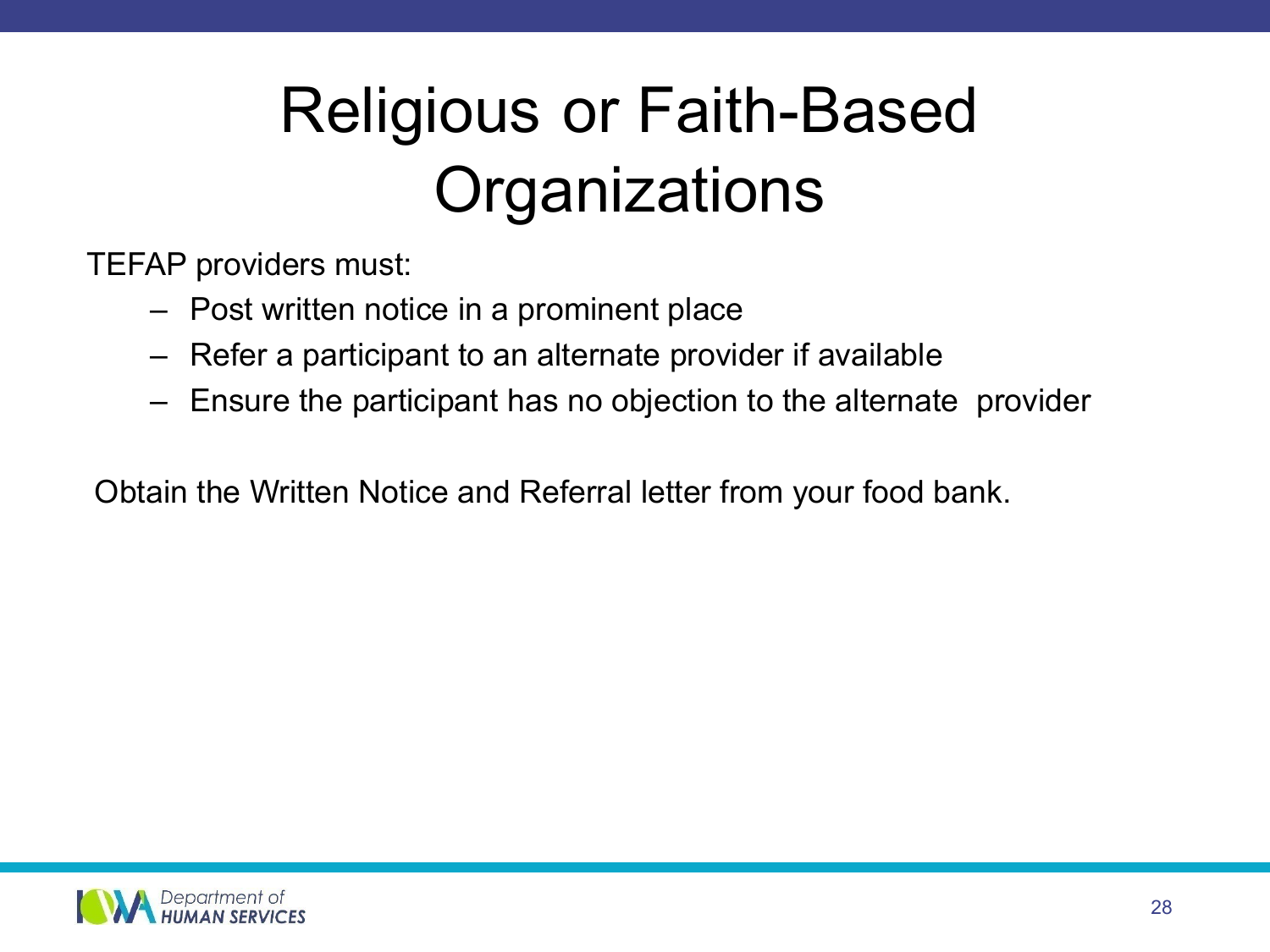# Religious or Faith-Based Organizations

TEFAP providers must:

- Post written notice in a prominent place
- Refer a participant to an alternate provider if available
- Ensure the participant has no objection to the alternate provider

Obtain the Written Notice and Referral letter from your food bank.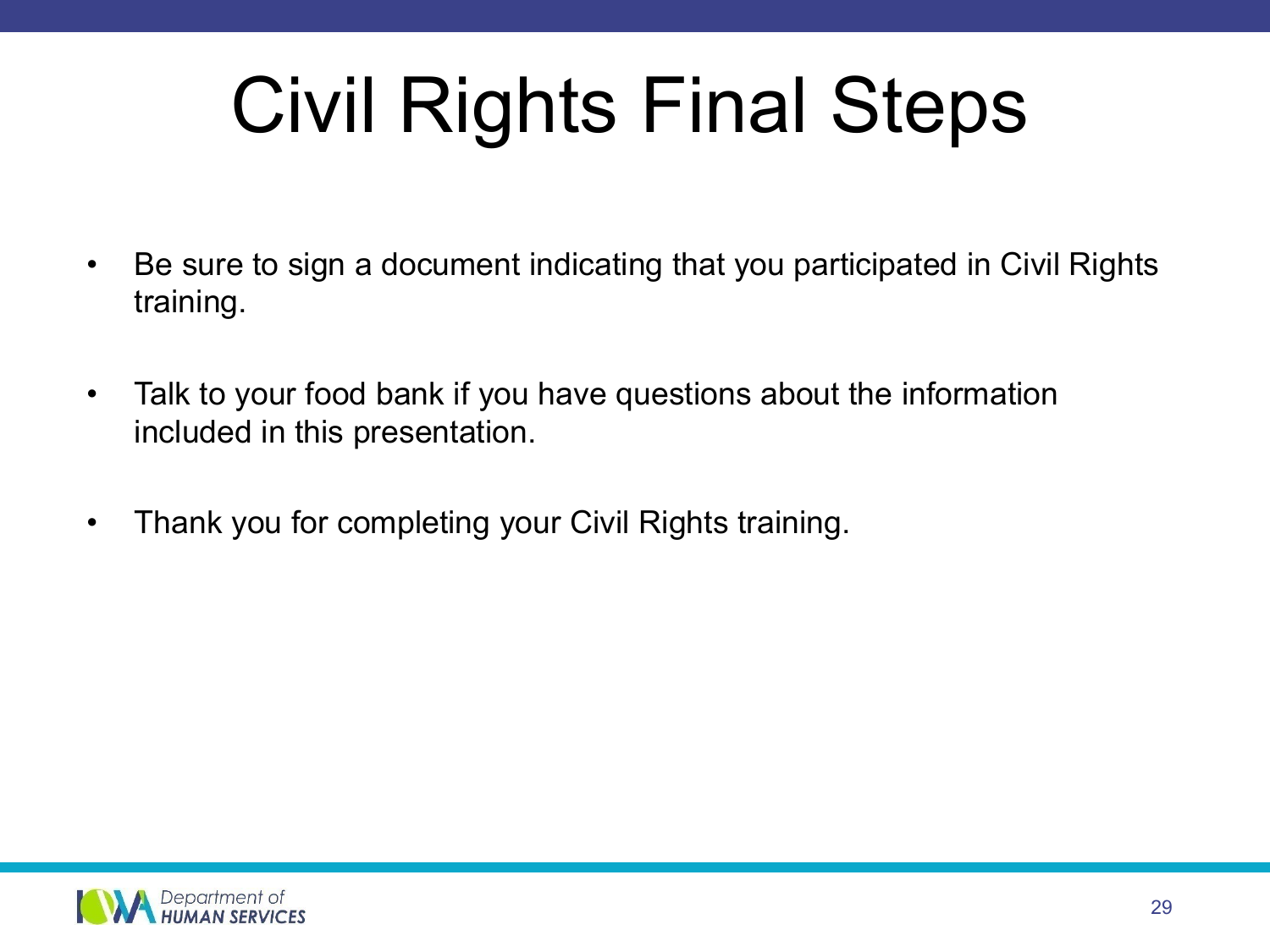# Civil Rights Final Steps

- Be sure to sign a document indicating that you participated in Civil Rights training.
- Talk to your food bank if you have questions about the information included in this presentation.
- Thank you for completing your Civil Rights training.